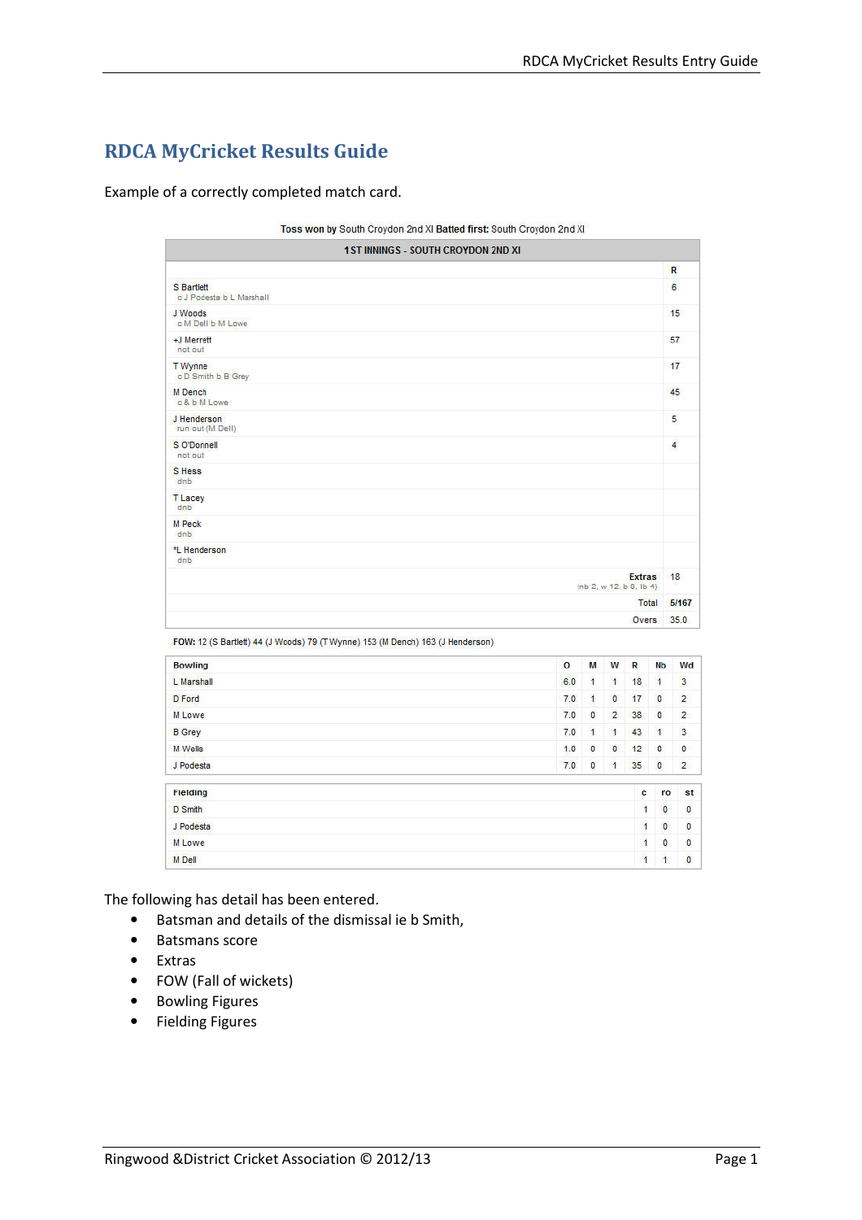# RDCA MyCricket Results Guide

Example of a correctly completed match card.

**Toss won by** South Croydon 2nd XI **Batted first:** South Croydon 2nd XI

| 1ST INNINGS - SOUTH CROYDON 2ND XI | R |
|---|---|
| S Bartlett<br>c J Podesta b L Marshall | 6 |
| J Woods<br>c M Dell b M Lowe | 15 |
| +J Merrett<br>not out | 57 |
| T Wynne<br>c D Smith b B Grey | 17 |
| M Dench<br>c & b M Lowe | 45 |
| J Henderson<br>run out (M Dell) | 5 |
| S O'Donnell<br>not out | 4 |
| S Hess<br>dnb | |
| T Lacey<br>dnb | |
| M Peck<br>dnb | |
| *L Henderson<br>dnb | |
| **Extras**<br>(nb 2, w 12, b 0, lb 4) | 18 |
| Total | **5/167** |
| Overs | 35.0 |

**FOW:** 12 (S Bartlett) 44 (J Woods) 79 (T Wynne) 153 (M Dench) 163 (J Henderson)

| Bowling | O | M | W | R | Nb | Wd |
|---|---|---|---|---|---|---|
| L Marshall | 6.0 | 1 | 1 | 18 | 1 | 3 |
| D Ford | 7.0 | 1 | 0 | 17 | 0 | 2 |
| M Lowe | 7.0 | 0 | 2 | 38 | 0 | 2 |
| B Grey | 7.0 | 1 | 1 | 43 | 1 | 3 |
| M Wells | 1.0 | 0 | 0 | 12 | 0 | 0 |
| J Podesta | 7.0 | 0 | 1 | 35 | 0 | 2 |

| Fielding | c | ro | st |
|---|---|---|---|
| D Smith | 1 | 0 | 0 |
| J Podesta | 1 | 0 | 0 |
| M Lowe | 1 | 0 | 0 |
| M Dell | 1 | 1 | 0 |

The following has detail has been entered.

- Batsman and details of the dismissal ie b Smith,
- Batsmans score
- Extras
- FOW (Fall of wickets)
- Bowling Figures
- Fielding Figures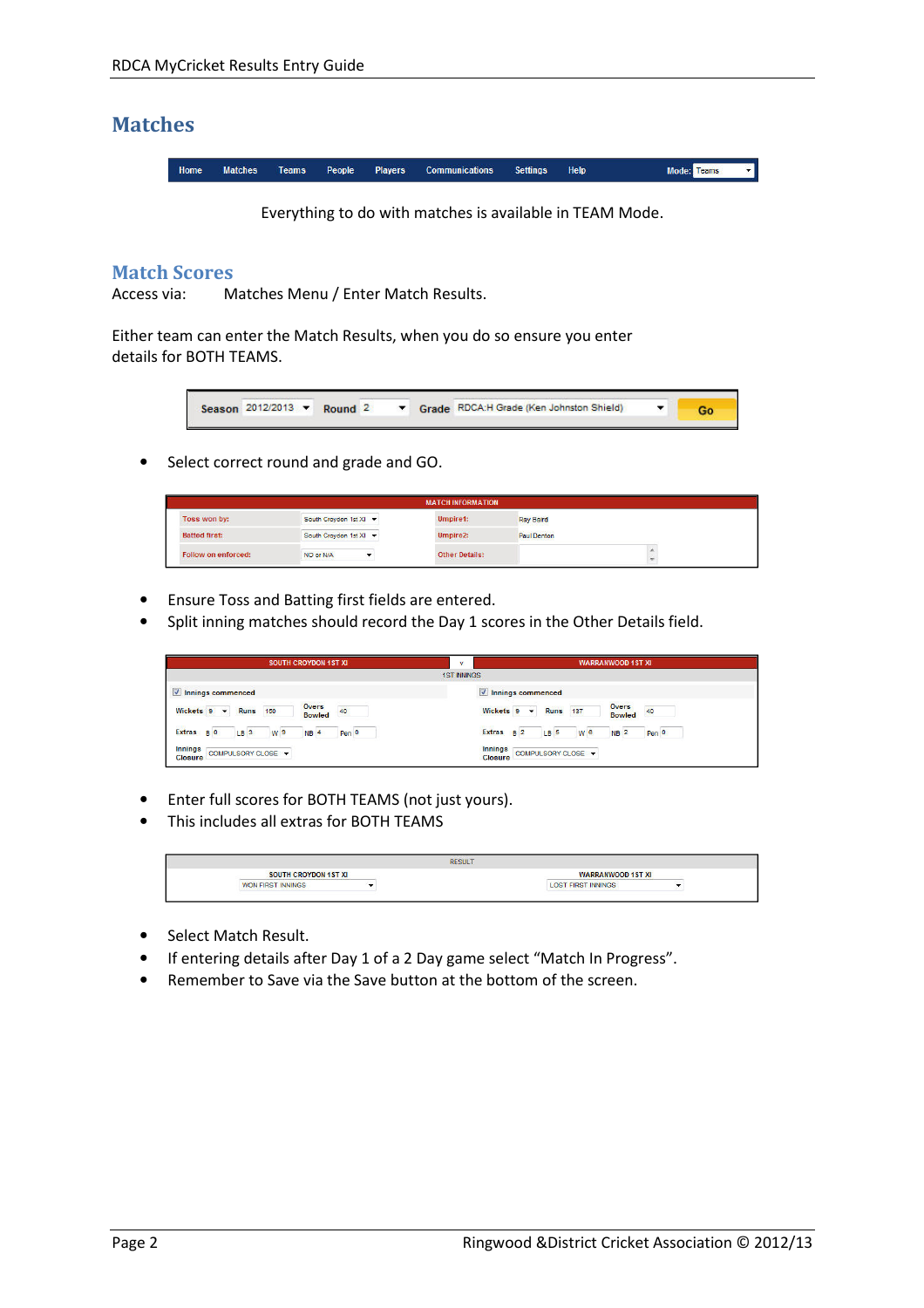# Matches

Everything to do with matches is available in TEAM Mode.

## Match Scores

Access via: Matches Menu / Enter Match Results.

Either team can enter the Match Results, when you do so ensure you enter details for BOTH TEAMS.

- Select correct round and grade and GO.

- Ensure Toss and Batting first fields are entered.
- Split inning matches should record the Day 1 scores in the Other Details field.

- Enter full scores for BOTH TEAMS (not just yours).
- This includes all extras for BOTH TEAMS

- Select Match Result.
- If entering details after Day 1 of a 2 Day game select "Match In Progress".
- Remember to Save via the Save button at the bottom of the screen.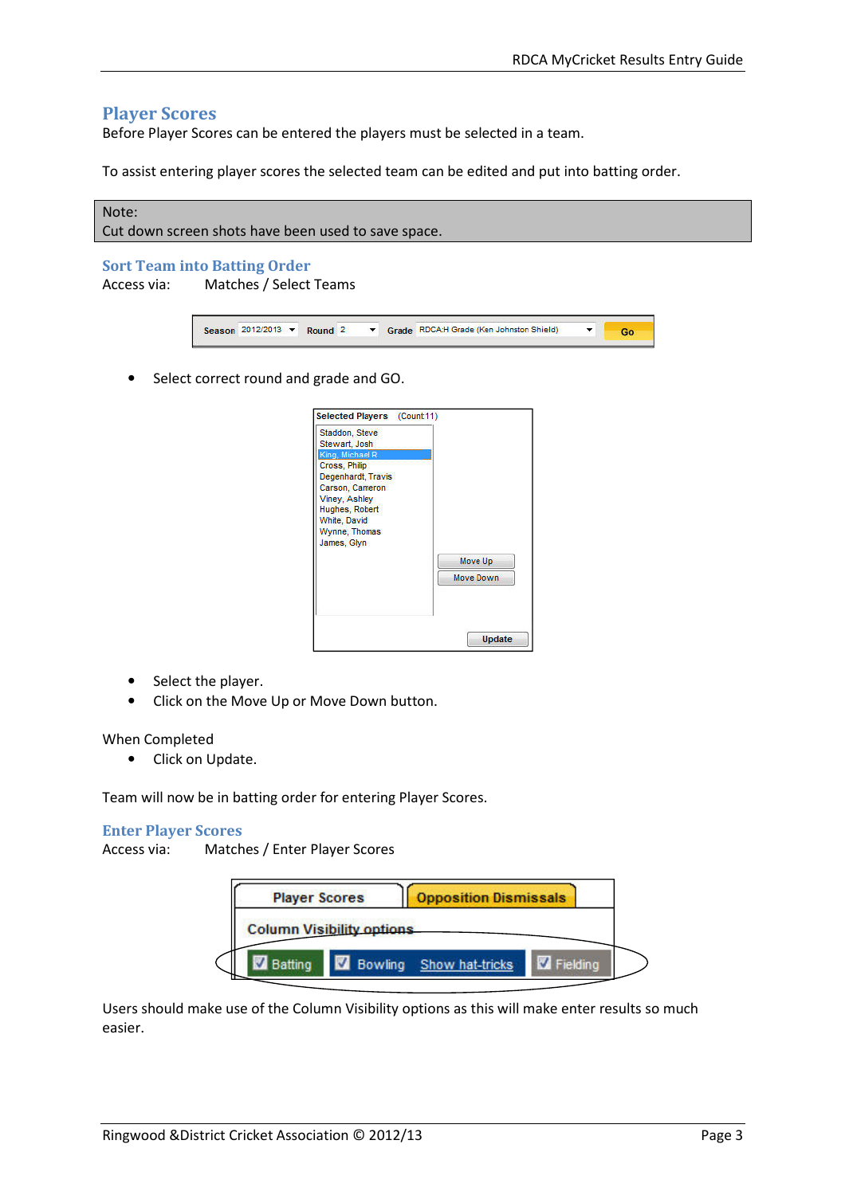## Player Scores

Before Player Scores can be entered the players must be selected in a team.

To assist entering player scores the selected team can be edited and put into batting order.

> Note:
> Cut down screen shots have been used to save space.

### Sort Team into Batting Order

Access via: Matches / Select Teams

- Select correct round and grade and GO.

- Select the player.
- Click on the Move Up or Move Down button.

When Completed

- Click on Update.

Team will now be in batting order for entering Player Scores.

### Enter Player Scores

Access via: Matches / Enter Player Scores

Users should make use of the Column Visibility options as this will make enter results so much easier.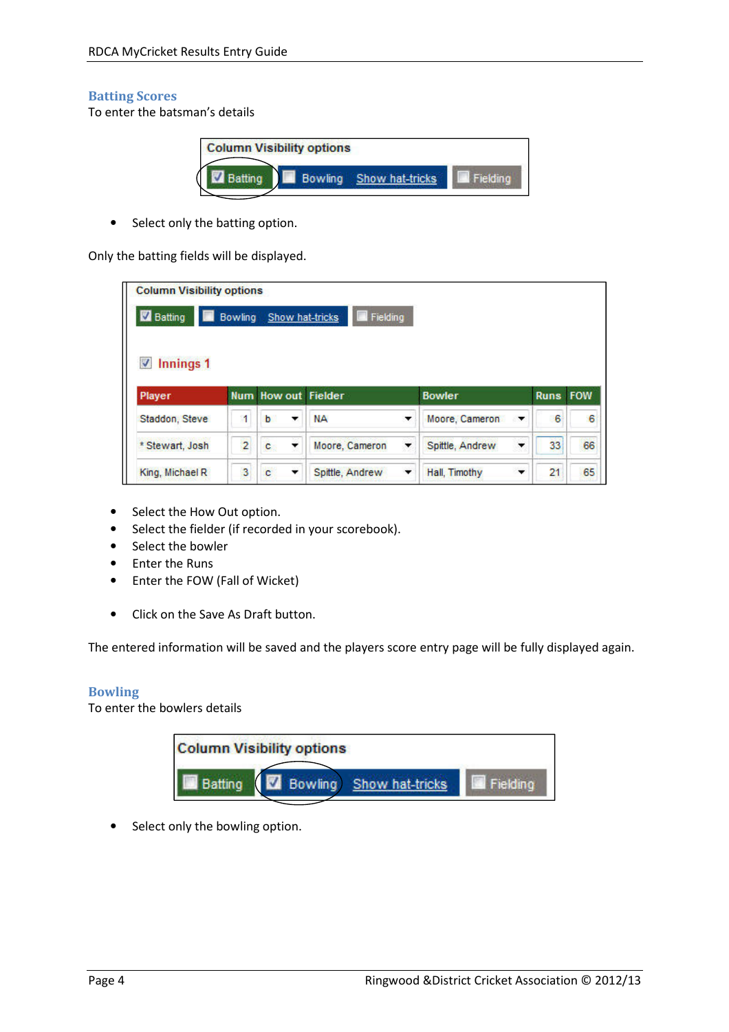## Batting Scores

To enter the batsman's details

- Select only the batting option.

Only the batting fields will be displayed.

- Select the How Out option.
- Select the fielder (if recorded in your scorebook).
- Select the bowler
- Enter the Runs
- Enter the FOW (Fall of Wicket)

- Click on the Save As Draft button.

The entered information will be saved and the players score entry page will be fully displayed again.

## Bowling

To enter the bowlers details

- Select only the bowling option.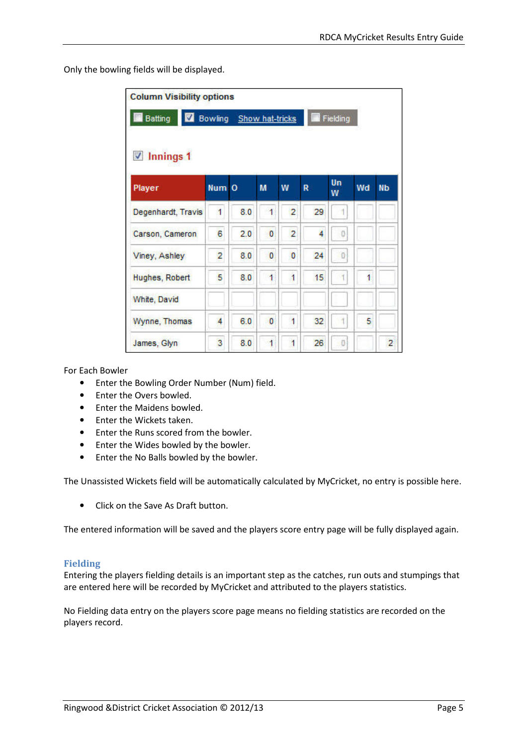Only the bowling fields will be displayed.

**Column Visibility options**

☐ Batting ☑ Bowling Show hat-tricks ☐ Fielding

☑ **Innings 1**

| Player | Num | O | M | W | R | Un W | Wd | Nb |
|---|---|---|---|---|---|---|---|---|
| Degenhardt, Travis | 1 | 8.0 | 1 | 2 | 29 | 1 | | |
| Carson, Cameron | 6 | 2.0 | 0 | 2 | 4 | 0 | | |
| Viney, Ashley | 2 | 8.0 | 0 | 0 | 24 | 0 | | |
| Hughes, Robert | 5 | 8.0 | 1 | 1 | 15 | 1 | 1 | |
| White, David | | | | | | | | |
| Wynne, Thomas | 4 | 6.0 | 0 | 1 | 32 | 1 | 5 | |
| James, Glyn | 3 | 8.0 | 1 | 1 | 26 | 0 | | 2 |

For Each Bowler

- Enter the Bowling Order Number (Num) field.
- Enter the Overs bowled.
- Enter the Maidens bowled.
- Enter the Wickets taken.
- Enter the Runs scored from the bowler.
- Enter the Wides bowled by the bowler.
- Enter the No Balls bowled by the bowler.

The Unassisted Wickets field will be automatically calculated by MyCricket, no entry is possible here.

- Click on the Save As Draft button.

The entered information will be saved and the players score entry page will be fully displayed again.

## Fielding

Entering the players fielding details is an important step as the catches, run outs and stumpings that are entered here will be recorded by MyCricket and attributed to the players statistics.

No Fielding data entry on the players score page means no fielding statistics are recorded on the players record.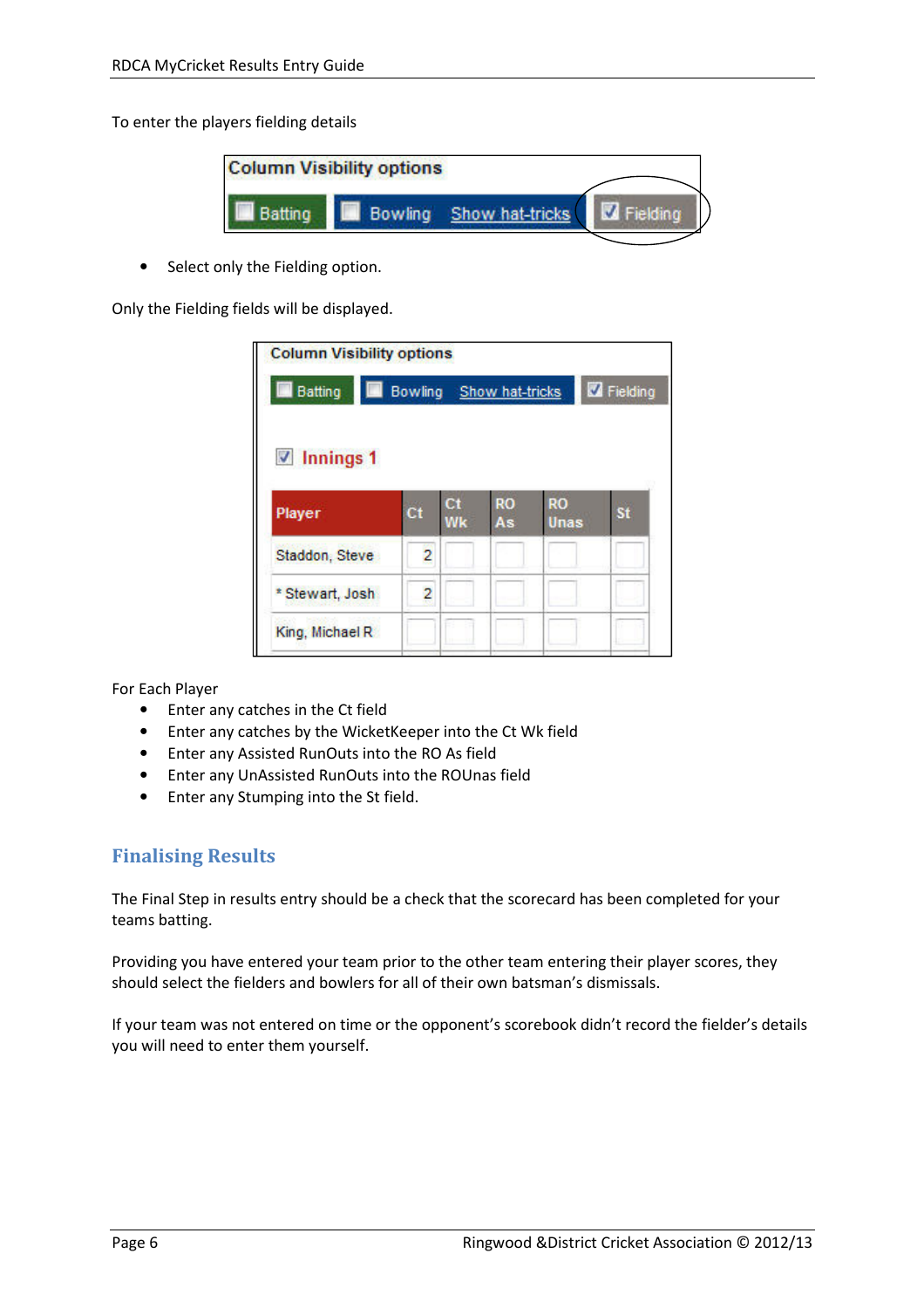To enter the players fielding details

- Select only the Fielding option.

Only the Fielding fields will be displayed.

For Each Player

- Enter any catches in the Ct field
- Enter any catches by the WicketKeeper into the Ct Wk field
- Enter any Assisted RunOuts into the RO As field
- Enter any UnAssisted RunOuts into the ROUnas field
- Enter any Stumping into the St field.

## Finalising Results

The Final Step in results entry should be a check that the scorecard has been completed for your teams batting.

Providing you have entered your team prior to the other team entering their player scores, they should select the fielders and bowlers for all of their own batsman's dismissals.

If your team was not entered on time or the opponent's scorebook didn't record the fielder's details you will need to enter them yourself.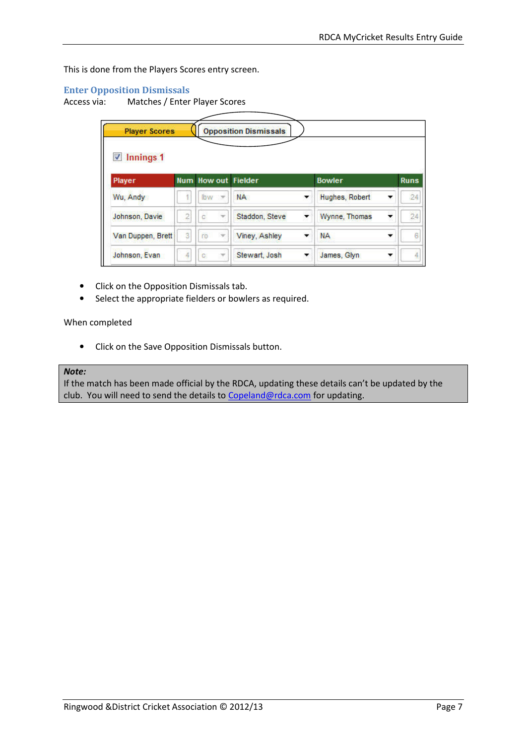This is done from the Players Scores entry screen.

### Enter Opposition Dismissals

Access via: Matches / Enter Player Scores

Player Scores | Opposition Dismissals

Innings 1

| Player | Num | How out | Fielder | Bowler | Runs |
|---|---|---|---|---|---|
| Wu, Andy | 1 | lbw | NA | Hughes, Robert | 24 |
| Johnson, Davie | 2 | c | Staddon, Steve | Wynne, Thomas | 24 |
| Van Duppen, Brett | 3 | ro | Viney, Ashley | NA | 6 |
| Johnson, Evan | 4 | c | Stewart, Josh | James, Glyn | 4 |

- Click on the Opposition Dismissals tab.
- Select the appropriate fielders or bowlers as required.

When completed

- Click on the Save Opposition Dismissals button.

> ***Note:***
> If the match has been made official by the RDCA, updating these details can't be updated by the club. You will need to send the details to Copeland@rdca.com for updating.